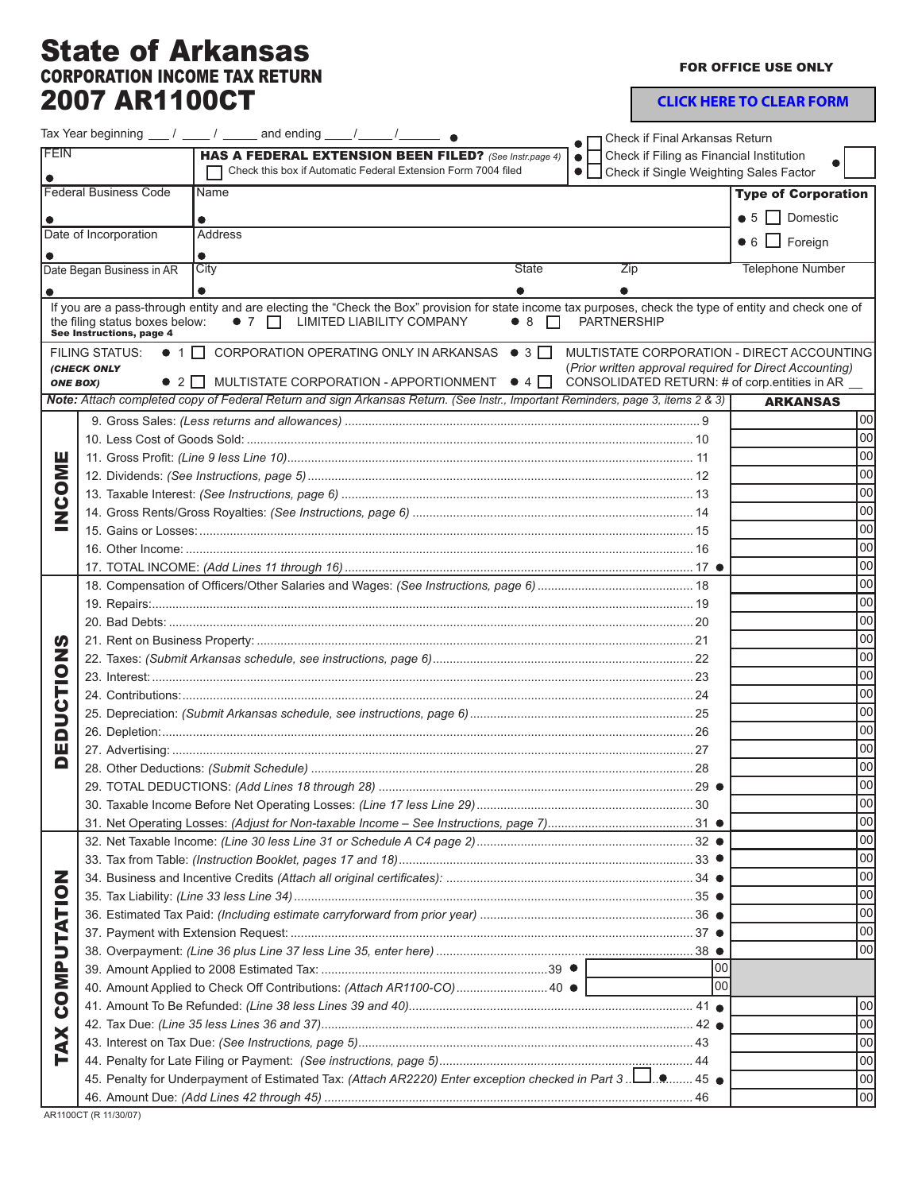# State of Arkansas
## CORPORATION INCOME TAX RETURN
## 2007 AR1100CT

FOR OFFICE USE ONLY

CLICK HERE TO CLEAR FORM

Tax Year beginning ___ / ____ / _____ and ending ____/_____/______

- ☐ Check if Final Arkansas Return
- ☐ Check if Filing as Financial Institution
- ☐ Check if Single Weighting Sales Factor

| FEIN | HAS A FEDERAL EXTENSION BEEN FILED? *(See Instr.page 4)* ☐ Check this box if Automatic Federal Extension Form 7004 filed | |
|---|---|---|
| Federal Business Code | Name | **Type of Corporation** |
| Date of Incorporation | Address | 5 ☐ Domestic  6 ☐ Foreign |
| Date Began Business in AR | City / State / Zip | Telephone Number |

If you are a pass-through entity and are electing the "Check the Box" provision for state income tax purposes, check the type of entity and check one of the filing status boxes below: 7 ☐ LIMITED LIABILITY COMPANY 8 ☐ PARTNERSHIP
**See Instructions, page 4**

FILING STATUS: *(CHECK ONLY ONE BOX)*
- 1 ☐ CORPORATION OPERATING ONLY IN ARKANSAS
- 2 ☐ MULTISTATE CORPORATION - APPORTIONMENT
- 3 ☐ MULTISTATE CORPORATION - DIRECT ACCOUNTING *(Prior written approval required for Direct Accounting)*
- 4 ☐ CONSOLIDATED RETURN: # of corp.entities in AR __

***Note:** Attach completed copy of Federal Return and sign Arkansas Return. (See Instr., Important Reminders, page 3, items 2 & 3)*

| Section | Line | ARKANSAS |
|---|---|---|
| INCOME | 9. Gross Sales: *(Less returns and allowances)* ... 9 | 00 |
| | 10. Less Cost of Goods Sold: ... 10 | 00 |
| | 11. Gross Profit: *(Line 9 less Line 10)* ... 11 | 00 |
| | 12. Dividends: *(See Instructions, page 5)* ... 12 | 00 |
| | 13. Taxable Interest: *(See Instructions, page 6)* ... 13 | 00 |
| | 14. Gross Rents/Gross Royalties: *(See Instructions, page 6)* ... 14 | 00 |
| | 15. Gains or Losses: ... 15 | 00 |
| | 16. Other Income: ... 16 | 00 |
| | 17. TOTAL INCOME: *(Add Lines 11 through 16)* ... 17 | 00 |
| DEDUCTIONS | 18. Compensation of Officers/Other Salaries and Wages: *(See Instructions, page 6)* ... 18 | 00 |
| | 19. Repairs: ... 19 | 00 |
| | 20. Bad Debts: ... 20 | 00 |
| | 21. Rent on Business Property: ... 21 | 00 |
| | 22. Taxes: *(Submit Arkansas schedule, see instructions, page 6)* ... 22 | 00 |
| | 23. Interest: ... 23 | 00 |
| | 24. Contributions: ... 24 | 00 |
| | 25. Depreciation: *(Submit Arkansas schedule, see instructions, page 6)* ... 25 | 00 |
| | 26. Depletion: ... 26 | 00 |
| | 27. Advertising: ... 27 | 00 |
| | 28. Other Deductions: *(Submit Schedule)* ... 28 | 00 |
| | 29. TOTAL DEDUCTIONS: *(Add Lines 18 through 28)* ... 29 | 00 |
| | 30. Taxable Income Before Net Operating Losses: *(Line 17 less Line 29)* ... 30 | 00 |
| | 31. Net Operating Losses: *(Adjust for Non-taxable Income – See Instructions, page 7)* ... 31 | 00 |
| TAX COMPUTATION | 32. Net Taxable Income: *(Line 30 less Line 31 or Schedule A C4 page 2)* ... 32 | 00 |
| | 33. Tax from Table: *(Instruction Booklet, pages 17 and 18)* ... 33 | 00 |
| | 34. Business and Incentive Credits *(Attach all original certificates)*: ... 34 | 00 |
| | 35. Tax Liability: *(Line 33 less Line 34)* ... 35 | 00 |
| | 36. Estimated Tax Paid: *(Including estimate carryforward from prior year)* ... 36 | 00 |
| | 37. Payment with Extension Request: ... 37 | 00 |
| | 38. Overpayment: *(Line 36 plus Line 37 less Line 35, enter here)* ... 38 | 00 |
| | 39. Amount Applied to 2008 Estimated Tax: ... 39 \_\_\_ 00 | |
| | 40. Amount Applied to Check Off Contributions: *(Attach AR1100-CO)* ... 40 \_\_\_ 00 | |
| | 41. Amount To Be Refunded: *(Line 38 less Lines 39 and 40)* ... 41 | 00 |
| | 42. Tax Due: *(Line 35 less Lines 36 and 37)* ... 42 | 00 |
| | 43. Interest on Tax Due: *(See Instructions, page 5)* ... 43 | 00 |
| | 44. Penalty for Late Filing or Payment: *(See instructions, page 5)* ... 44 | 00 |
| | 45. Penalty for Underpayment of Estimated Tax: *(Attach AR2220)* Enter exception checked in Part 3 ☐ ... 45 | 00 |
| | 46. Amount Due: *(Add Lines 42 through 45)* ... 46 | 00 |

AR1100CT (R 11/30/07)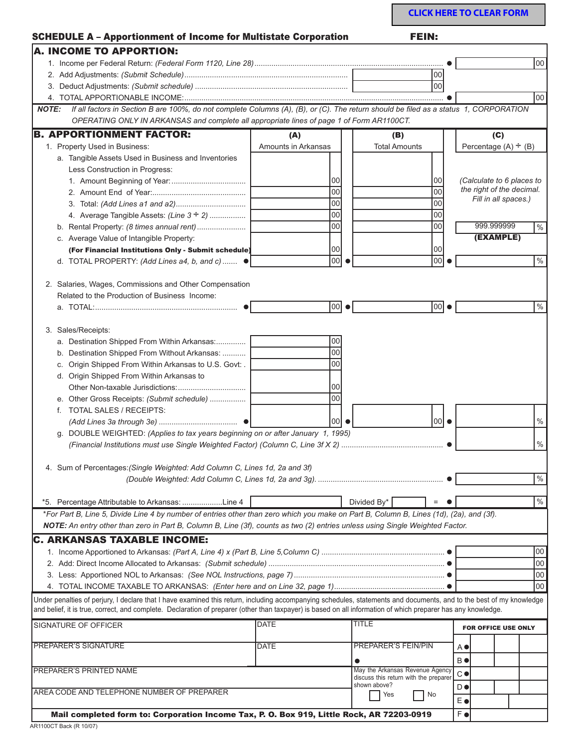CLICK HERE TO CLEAR FORM

## SCHEDULE A – Apportionment of Income for Multistate Corporation

FEIN:

### A. INCOME TO APPORTION:

| | | |
|---|---|---|
| 1. Income per Federal Return: *(Federal Form 1120, Line 28)* ● | | 00 |
| 2. Add Adjustments: *(Submit Schedule)* | 00 | |
| 3. Deduct Adjustments: *(Submit schedule)* | 00 | |
| 4. TOTAL APPORTIONABLE INCOME: ● | | 00 |

**NOTE:** *If all factors in Section B are 100%, do not complete Columns (A), (B), or (C). The return should be filed as a status 1, CORPORATION OPERATING ONLY IN ARKANSAS and complete all appropriate lines of page 1 of Form AR1100CT.*

### B. APPORTIONMENT FACTOR:

| | (A) Amounts in Arkansas | (B) Total Amounts | (C) Percentage (A) ÷ (B) |
|---|---|---|---|
| 1. Property Used in Business: | | | |
| a. Tangible Assets Used in Business and Inventories Less Construction in Progress: | | | *(Calculate to 6 places to the right of the decimal. Fill in all spaces.)* |
| 1. Amount Beginning of Year: | 00 | 00 | |
| 2. Amount End of Year: | 00 | 00 | |
| 3. Total: *(Add Lines a1 and a2)* | 00 | 00 | |
| 4. Average Tangible Assets: *(Line 3 ÷ 2)* | 00 | 00 | |
| b. Rental Property: *(8 times annual rent)* | 00 | 00 | 999.999999 % **(EXAMPLE)** |
| c. Average Value of Intangible Property: **(For Financial Institutions Only - Submit schedule)** | 00 | 00 | |
| d. TOTAL PROPERTY: *(Add Lines a4, b, and c)* ● | 00 ● | 00 ● | % |
| 2. Salaries, Wages, Commissions and Other Compensation Related to the Production of Business Income: | | | |
| a. TOTAL: ● | 00 ● | 00 ● | % |
| 3. Sales/Receipts: | | | |
| a. Destination Shipped From Within Arkansas: | 00 | | |
| b. Destination Shipped From Without Arkansas: | 00 | | |
| c. Origin Shipped From Within Arkansas to U.S. Govt: | 00 | | |
| d. Origin Shipped From Within Arkansas to Other Non-taxable Jurisdictions: | 00 | | |
| e. Other Gross Receipts: *(Submit schedule)* | 00 | | |
| f. TOTAL SALES / RECEIPTS: *(Add Lines 3a through 3e)* ● | 00 ● | 00 ● | % |
| g. DOUBLE WEIGHTED: *(Applies to tax years beginning on or after January 1, 1995) (Financial Institutions must use Single Weighted Factor) (Column C, Line 3f X 2)* ● | | | % |
| 4. Sum of Percentages: *(Single Weighted: Add Column C, Lines 1d, 2a and 3f) (Double Weighted: Add Column C, Lines 1d, 2a and 3g).* ● | | | % |
| *5. Percentage Attributable to Arkansas: Line 4 | | Divided By* = ● | % |

*\*For Part B, Line 5, Divide Line 4 by number of entries other than zero which you make on Part B, Column B, Lines (1d), (2a), and (3f).*
***NOTE:** An entry other than zero in Part B, Column B, Line (3f), counts as two (2) entries unless using Single Weighted Factor.*

### C. ARKANSAS TAXABLE INCOME:

| | | |
|---|---|---|
| 1. Income Apportioned to Arkansas: *(Part A, Line 4) x (Part B, Line 5,Column C)* ● | | 00 |
| 2. Add: Direct Income Allocated to Arkansas: *(Submit schedule)* ● | | 00 |
| 3. Less: Apportioned NOL to Arkansas: *(See NOL Instructions, page 7)* ● | | 00 |
| 4. TOTAL INCOME TAXABLE TO ARKANSAS: *(Enter here and on Line 32, page 1)* ● | | 00 |

Under penalties of perjury, I declare that I have examined this return, including accompanying schedules, statements and documents, and to the best of my knowledge and belief, it is true, correct, and complete. Declaration of preparer (other than taxpayer) is based on all information of which preparer has any knowledge.

| | | | |
|---|---|---|---|
| SIGNATURE OF OFFICER | DATE | TITLE | **FOR OFFICE USE ONLY** |
| PREPARER'S SIGNATURE | DATE | PREPARER'S FEIN/PIN ● | A ● |
| PREPARER'S PRINTED NAME | | May the Arkansas Revenue Agency discuss this return with the preparer shown above? ☐ Yes ☐ No | B ● C ● D ● |
| AREA CODE AND TELEPHONE NUMBER OF PREPARER | | | E ● |

**Mail completed form to: Corporation Income Tax, P. O. Box 919, Little Rock, AR 72203-0919** — F ●

AR1100CT Back (R 10/07)